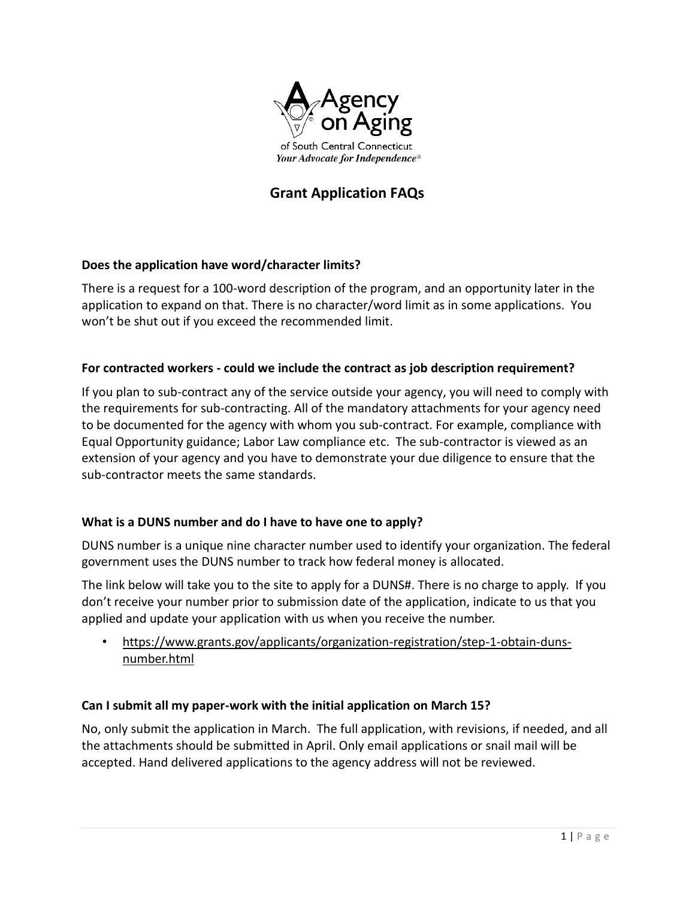Agency on Aging

of South Central Connecticut

*Your Advocate for Independence®*

# Grant Application FAQs

**Does the application have word/character limits?**

There is a request for a 100-word description of the program, and an opportunity later in the application to expand on that. There is no character/word limit as in some applications. You won't be shut out if you exceed the recommended limit.

**For contracted workers - could we include the contract as job description requirement?**

If you plan to sub-contract any of the service outside your agency, you will need to comply with the requirements for sub-contracting. All of the mandatory attachments for your agency need to be documented for the agency with whom you sub-contract. For example, compliance with Equal Opportunity guidance; Labor Law compliance etc. The sub-contractor is viewed as an extension of your agency and you have to demonstrate your due diligence to ensure that the sub-contractor meets the same standards.

**What is a DUNS number and do I have to have one to apply?**

DUNS number is a unique nine character number used to identify your organization. The federal government uses the DUNS number to track how federal money is allocated.

The link below will take you to the site to apply for a DUNS#. There is no charge to apply. If you don't receive your number prior to submission date of the application, indicate to us that you applied and update your application with us when you receive the number.

- https://www.grants.gov/applicants/organization-registration/step-1-obtain-duns-number.html

**Can I submit all my paper-work with the initial application on March 15?**

No, only submit the application in March. The full application, with revisions, if needed, and all the attachments should be submitted in April. Only email applications or snail mail will be accepted. Hand delivered applications to the agency address will not be reviewed.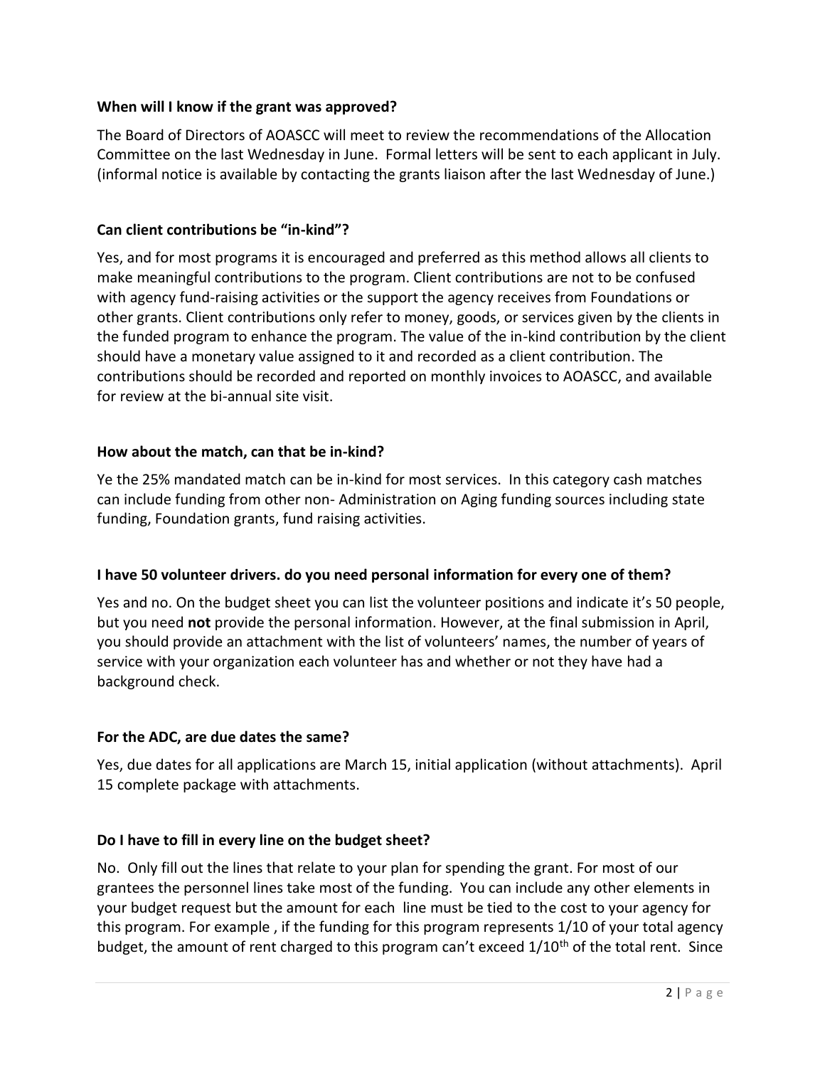**When will I know if the grant was approved?**

The Board of Directors of AOASCC will meet to review the recommendations of the Allocation Committee on the last Wednesday in June. Formal letters will be sent to each applicant in July. (informal notice is available by contacting the grants liaison after the last Wednesday of June.)

**Can client contributions be "in-kind"?**

Yes, and for most programs it is encouraged and preferred as this method allows all clients to make meaningful contributions to the program. Client contributions are not to be confused with agency fund-raising activities or the support the agency receives from Foundations or other grants. Client contributions only refer to money, goods, or services given by the clients in the funded program to enhance the program. The value of the in-kind contribution by the client should have a monetary value assigned to it and recorded as a client contribution. The contributions should be recorded and reported on monthly invoices to AOASCC, and available for review at the bi-annual site visit.

**How about the match, can that be in-kind?**

Ye the 25% mandated match can be in-kind for most services. In this category cash matches can include funding from other non- Administration on Aging funding sources including state funding, Foundation grants, fund raising activities.

**I have 50 volunteer drivers. do you need personal information for every one of them?**

Yes and no. On the budget sheet you can list the volunteer positions and indicate it's 50 people, but you need **not** provide the personal information. However, at the final submission in April, you should provide an attachment with the list of volunteers' names, the number of years of service with your organization each volunteer has and whether or not they have had a background check.

**For the ADC, are due dates the same?**

Yes, due dates for all applications are March 15, initial application (without attachments). April 15 complete package with attachments.

**Do I have to fill in every line on the budget sheet?**

No. Only fill out the lines that relate to your plan for spending the grant. For most of our grantees the personnel lines take most of the funding. You can include any other elements in your budget request but the amount for each line must be tied to the cost to your agency for this program. For example , if the funding for this program represents 1/10 of your total agency budget, the amount of rent charged to this program can't exceed 1/10th of the total rent. Since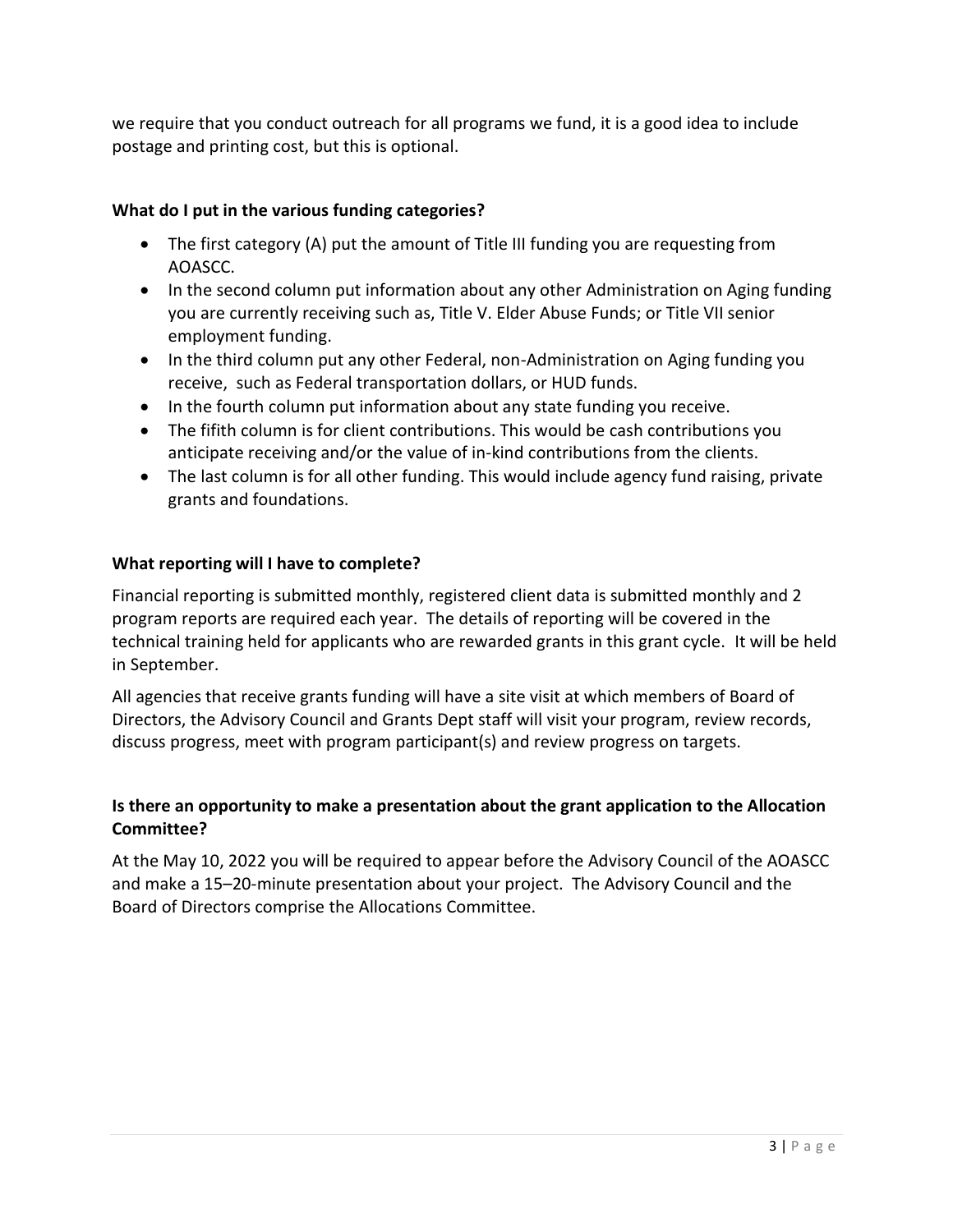we require that you conduct outreach for all programs we fund, it is a good idea to include postage and printing cost, but this is optional.

**What do I put in the various funding categories?**

- The first category (A) put the amount of Title III funding you are requesting from AOASCC.
- In the second column put information about any other Administration on Aging funding you are currently receiving such as, Title V. Elder Abuse Funds; or Title VII senior employment funding.
- In the third column put any other Federal, non-Administration on Aging funding you receive, such as Federal transportation dollars, or HUD funds.
- In the fourth column put information about any state funding you receive.
- The fifith column is for client contributions. This would be cash contributions you anticipate receiving and/or the value of in-kind contributions from the clients.
- The last column is for all other funding. This would include agency fund raising, private grants and foundations.

**What reporting will I have to complete?**

Financial reporting is submitted monthly, registered client data is submitted monthly and 2 program reports are required each year. The details of reporting will be covered in the technical training held for applicants who are rewarded grants in this grant cycle. It will be held in September.

All agencies that receive grants funding will have a site visit at which members of Board of Directors, the Advisory Council and Grants Dept staff will visit your program, review records, discuss progress, meet with program participant(s) and review progress on targets.

**Is there an opportunity to make a presentation about the grant application to the Allocation Committee?**

At the May 10, 2022 you will be required to appear before the Advisory Council of the AOASCC and make a 15–20-minute presentation about your project. The Advisory Council and the Board of Directors comprise the Allocations Committee.